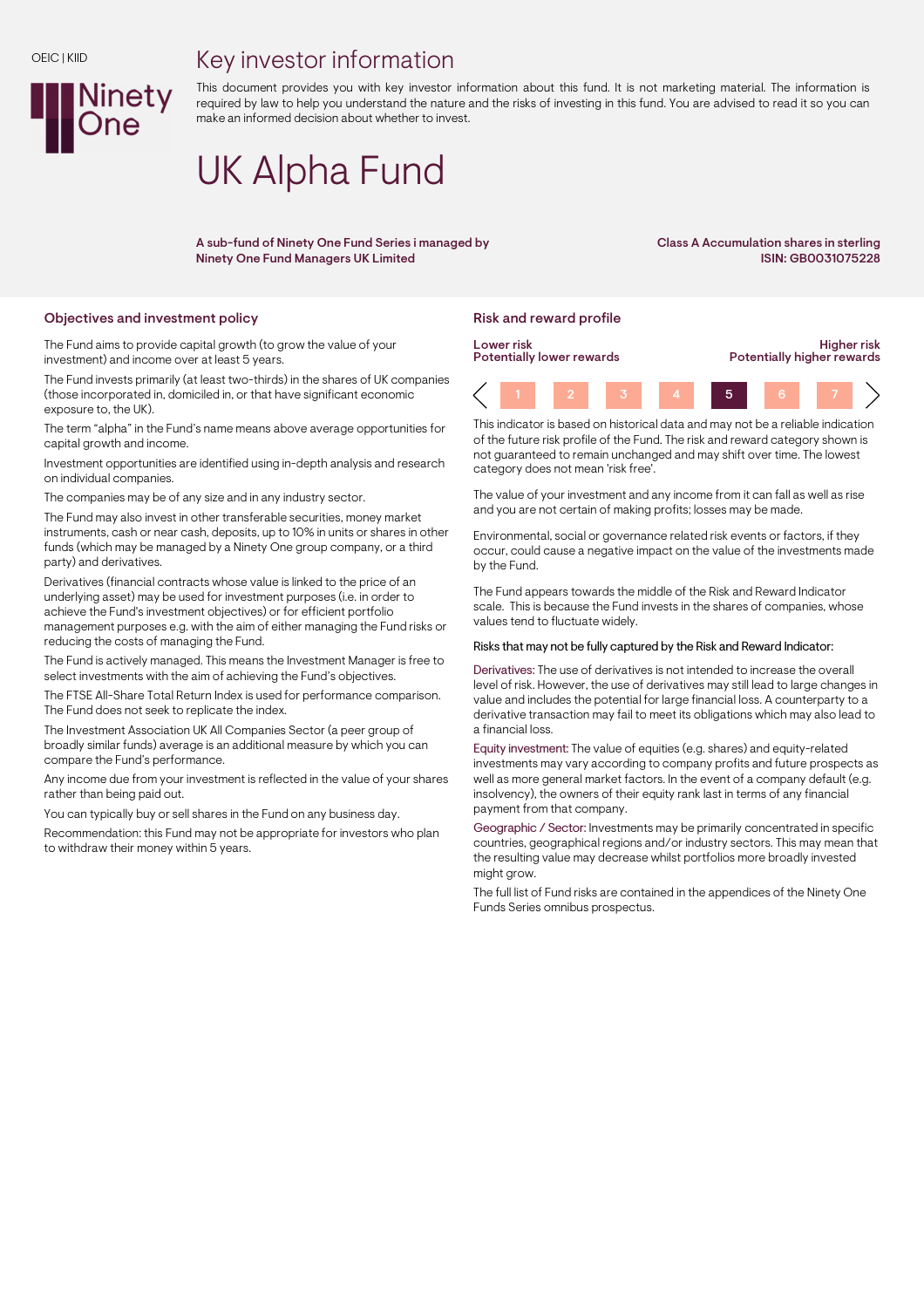OEIC | KIID

Ninety One

# Key investor information

This document provides you with key investor information about this fund. It is not marketing material. The information is required by law to help you understand the nature and the risks of investing in this fund. You are advised to read it so you can make an informed decision about whether to invest.

# UK Alpha Fund

**A sub-fund of Ninety One Fund Series i managed by Ninety One Fund Managers UK Limited**

**Class A Accumulation shares in sterling**
**ISIN: GB0031075228**

## Objectives and investment policy

The Fund aims to provide capital growth (to grow the value of your investment) and income over at least 5 years.

The Fund invests primarily (at least two-thirds) in the shares of UK companies (those incorporated in, domiciled in, or that have significant economic exposure to, the UK).

The term "alpha" in the Fund's name means above average opportunities for capital growth and income.

Investment opportunities are identified using in-depth analysis and research on individual companies.

The companies may be of any size and in any industry sector.

The Fund may also invest in other transferable securities, money market instruments, cash or near cash, deposits, up to 10% in units or shares in other funds (which may be managed by a Ninety One group company, or a third party) and derivatives.

Derivatives (financial contracts whose value is linked to the price of an underlying asset) may be used for investment purposes (i.e. in order to achieve the Fund's investment objectives) or for efficient portfolio management purposes e.g. with the aim of either managing the Fund risks or reducing the costs of managing the Fund.

The Fund is actively managed. This means the Investment Manager is free to select investments with the aim of achieving the Fund's objectives.

The FTSE All-Share Total Return Index is used for performance comparison. The Fund does not seek to replicate the index.

The Investment Association UK All Companies Sector (a peer group of broadly similar funds) average is an additional measure by which you can compare the Fund's performance.

Any income due from your investment is reflected in the value of your shares rather than being paid out.

You can typically buy or sell shares in the Fund on any business day.

Recommendation: this Fund may not be appropriate for investors who plan to withdraw their money within 5 years.

## Risk and reward profile

| Lower risk<br>Potentially lower rewards | | | | | | Higher risk<br>Potentially higher rewards |
|---|---|---|---|---|---|---|
| 1 | 2 | 3 | 4 | **5** | 6 | 7 |

This indicator is based on historical data and may not be a reliable indication of the future risk profile of the Fund. The risk and reward category shown is not guaranteed to remain unchanged and may shift over time. The lowest category does not mean 'risk free'.

The value of your investment and any income from it can fall as well as rise and you are not certain of making profits; losses may be made.

Environmental, social or governance related risk events or factors, if they occur, could cause a negative impact on the value of the investments made by the Fund.

The Fund appears towards the middle of the Risk and Reward Indicator scale. This is because the Fund invests in the shares of companies, whose values tend to fluctuate widely.

Risks that may not be fully captured by the Risk and Reward Indicator:

Derivatives: The use of derivatives is not intended to increase the overall level of risk. However, the use of derivatives may still lead to large changes in value and includes the potential for large financial loss. A counterparty to a derivative transaction may fail to meet its obligations which may also lead to a financial loss.

Equity investment: The value of equities (e.g. shares) and equity-related investments may vary according to company profits and future prospects as well as more general market factors. In the event of a company default (e.g. insolvency), the owners of their equity rank last in terms of any financial payment from that company.

Geographic / Sector: Investments may be primarily concentrated in specific countries, geographical regions and/or industry sectors. This may mean that the resulting value may decrease whilst portfolios more broadly invested might grow.

The full list of Fund risks are contained in the appendices of the Ninety One Funds Series omnibus prospectus.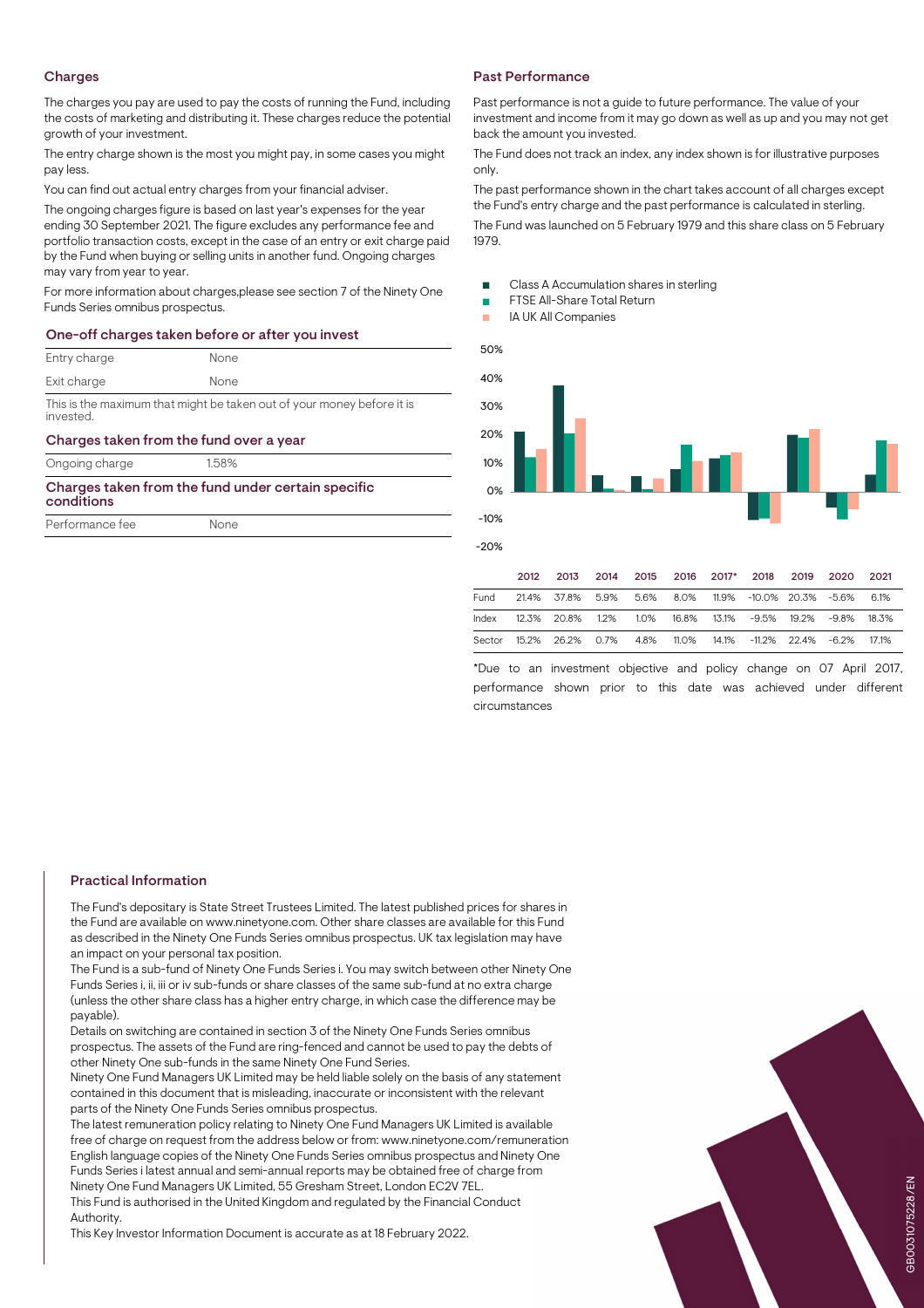## Charges

The charges you pay are used to pay the costs of running the Fund, including the costs of marketing and distributing it. These charges reduce the potential growth of your investment.

The entry charge shown is the most you might pay, in some cases you might pay less.

You can find out actual entry charges from your financial adviser.

The ongoing charges figure is based on last year's expenses for the year ending 30 September 2021. The figure excludes any performance fee and portfolio transaction costs, except in the case of an entry or exit charge paid by the Fund when buying or selling units in another fund. Ongoing charges may vary from year to year.

For more information about charges,please see section 7 of the Ninety One Funds Series omnibus prospectus.

### One-off charges taken before or after you invest

| | |
|---|---|
| Entry charge | None |
| Exit charge | None |

This is the maximum that might be taken out of your money before it is invested.

### Charges taken from the fund over a year

| | |
|---|---|
| Ongoing charge | 1.58% |

### Charges taken from the fund under certain specific conditions

| | |
|---|---|
| Performance fee | None |

## Past Performance

Past performance is not a guide to future performance. The value of your investment and income from it may go down as well as up and you may not get back the amount you invested.

The Fund does not track an index, any index shown is for illustrative purposes only.

The past performance shown in the chart takes account of all charges except the Fund's entry charge and the past performance is calculated in sterling.

The Fund was launched on 5 February 1979 and this share class on 5 February 1979.

Class A Accumulation shares in sterling
FTSE All-Share Total Return
IA UK All Companies

50%
40%
30%
20%
10%
0%
-10%
-20%

| | 2012 | 2013 | 2014 | 2015 | 2016 | 2017* | 2018 | 2019 | 2020 | 2021 |
|---|---|---|---|---|---|---|---|---|---|---|
| Fund | 21.4% | 37.8% | 5.9% | 5.6% | 8.0% | 11.9% | -10.0% | 20.3% | -5.6% | 6.1% |
| Index | 12.3% | 20.8% | 1.2% | 1.0% | 16.8% | 13.1% | -9.5% | 19.2% | -9.8% | 18.3% |
| Sector | 15.2% | 26.2% | 0.7% | 4.8% | 11.0% | 14.1% | -11.2% | 22.4% | -6.2% | 17.1% |

*Due to an investment objective and policy change on 07 April 2017, performance shown prior to this date was achieved under different circumstances

## Practical Information

The Fund's depositary is State Street Trustees Limited. The latest published prices for shares in the Fund are available on www.ninetyone.com. Other share classes are available for this Fund as described in the Ninety One Funds Series omnibus prospectus. UK tax legislation may have an impact on your personal tax position.

The Fund is a sub-fund of Ninety One Funds Series i. You may switch between other Ninety One Funds Series i, ii, iii or iv sub-funds or share classes of the same sub-fund at no extra charge (unless the other share class has a higher entry charge, in which case the difference may be payable).

Details on switching are contained in section 3 of the Ninety One Funds Series omnibus prospectus. The assets of the Fund are ring-fenced and cannot be used to pay the debts of other Ninety One sub-funds in the same Ninety One Fund Series.

Ninety One Fund Managers UK Limited may be held liable solely on the basis of any statement contained in this document that is misleading, inaccurate or inconsistent with the relevant parts of the Ninety One Funds Series omnibus prospectus.

The latest remuneration policy relating to Ninety One Fund Managers UK Limited is available free of charge on request from the address below or from: www.ninetyone.com/remuneration English language copies of the Ninety One Funds Series omnibus prospectus and Ninety One Funds Series i latest annual and semi-annual reports may be obtained free of charge from Ninety One Fund Managers UK Limited, 55 Gresham Street, London EC2V 7EL.

This Fund is authorised in the United Kingdom and regulated by the Financial Conduct Authority.

This Key Investor Information Document is accurate as at 18 February 2022.

GB0031075228/EN